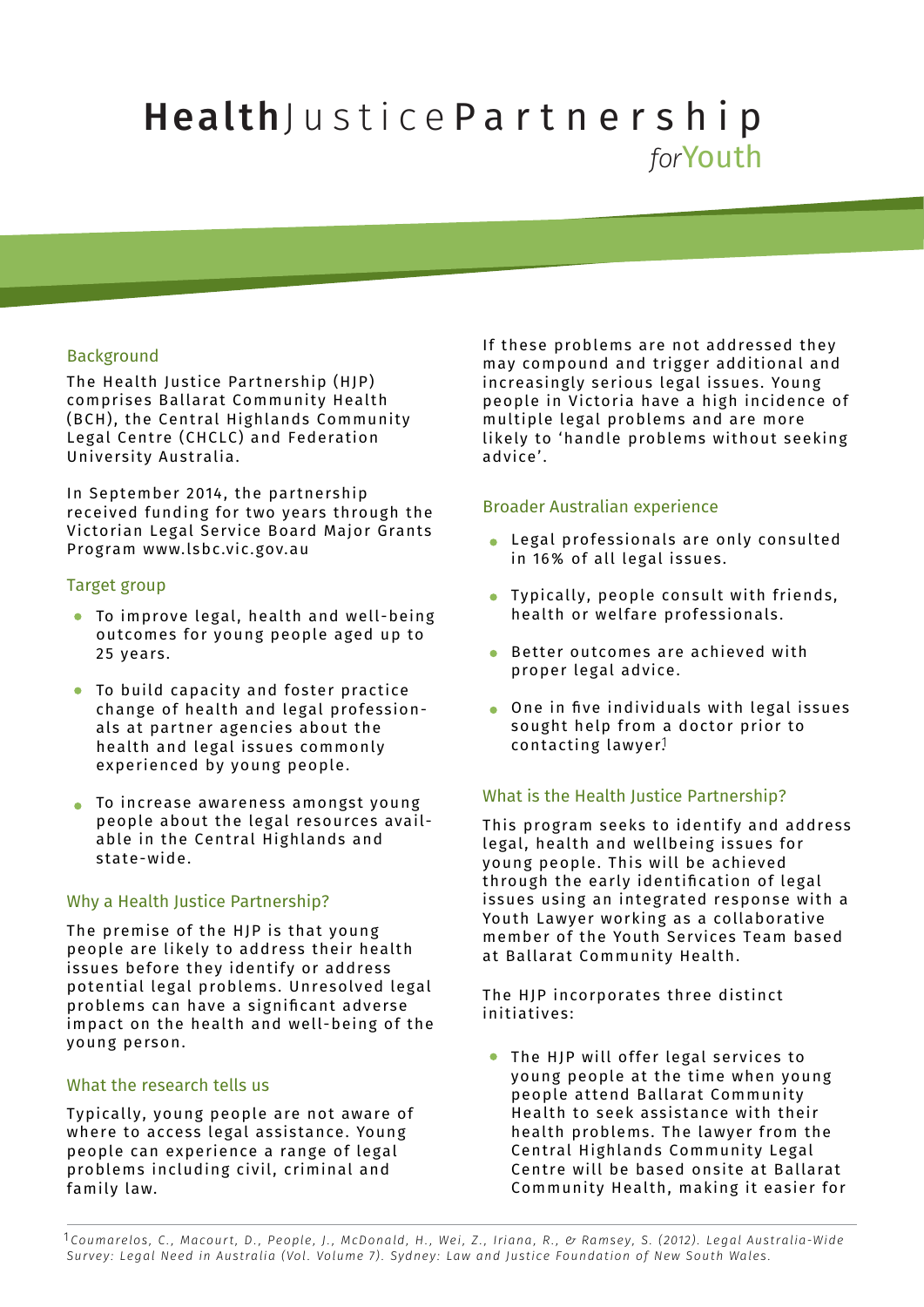# Health Justice Partnership *for* Youth

## Background

The Health Justice Partnership (HJP) comprises Ballarat Community Health (BCH), the Central Highlands Community Legal Centre (CHCLC) and Federation University Australia.

In September 2014, the partnership received funding for two years through the Victorian Legal Service Board Major Grants Program www.lsbc.vic.gov.au

## Target group

- To improve legal, health and well-being outcomes for young people aged up to 25 years.
- To build capacity and foster practice change of health and legal professionals at partner agencies about the health and legal issues commonly experienced by young people.
- To increase awareness amongst young people about the legal resources available in the Central Highlands and state-wide.

## Why a Health Justice Partnership?

The premise of the HJP is that young people are likely to address their health issues before they identify or address potential legal problems. Unresolved legal problems can have a significant adverse impact on the health and well-being of the young person.

## What the research tells us

Typically, young people are not aware of where to access legal assistance. Young people can experience a range of legal problems including civil, criminal and family law.

If these problems are not addressed they may compound and trigger additional and increasingly serious legal issues. Young people in Victoria have a high incidence of multiple legal problems and are more likely to 'handle problems without seeking advice'.

## Broader Australian experience

- Legal professionals are only consulted in 16% of all legal issues.
- Typically, people consult with friends, health or welfare professionals.
- Better outcomes are achieved with proper legal advice.
- One in five individuals with legal issues sought help from a doctor prior to contacting lawyer.[1]

## What is the Health Justice Partnership?

This program seeks to identify and address legal, health and wellbeing issues for young people. This will be achieved through the early identification of legal issues using an integrated response with a Youth Lawyer working as a collaborative member of the Youth Services Team based at Ballarat Community Health.

The HJP incorporates three distinct initiatives:

- The HJP will offer legal services to young people at the time when young people attend Ballarat Community Health to seek assistance with their health problems. The lawyer from the Central Highlands Community Legal Centre will be based onsite at Ballarat Community Health, making it easier for

---

[1] *Coumarelos, C., Macourt, D., People, J., McDonald, H., Wei, Z., Iriana, R., & Ramsey, S. (2012). Legal Australia-Wide Survey: Legal Need in Australia (Vol. Volume 7). Sydney: Law and Justice Foundation of New South Wales.*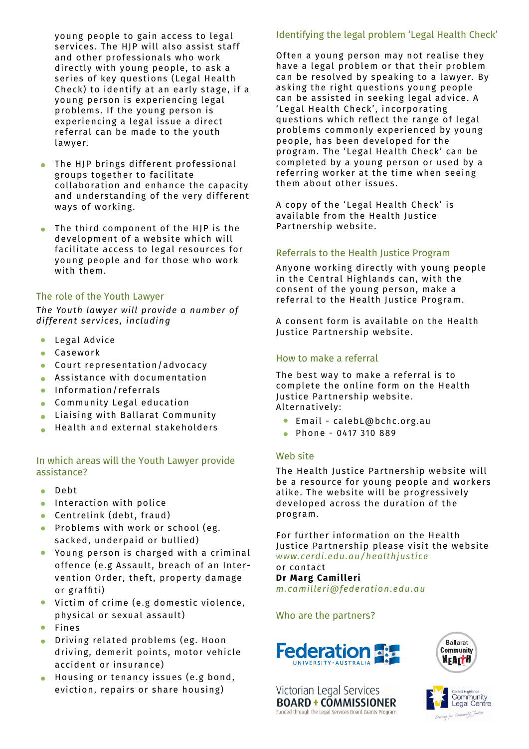young people to gain access to legal services. The HJP will also assist staff and other professionals who work directly with young people, to ask a series of key questions (Legal Health Check) to identify at an early stage, if a young person is experiencing legal problems. If the young person is experiencing a legal issue a direct referral can be made to the youth lawyer.

- The HJP brings different professional groups together to facilitate collaboration and enhance the capacity and understanding of the very different ways of working.
- The third component of the HJP is the development of a website which will facilitate access to legal resources for young people and for those who work with them.

## The role of the Youth Lawyer

*The Youth lawyer will provide a number of different services, including*

- Legal Advice
- Casework
- Court representation/advocacy
- Assistance with documentation
- Information/referrals
- Community Legal education
- Liaising with Ballarat Community
- Health and external stakeholders

## In which areas will the Youth Lawyer provide assistance?

- Debt
- Interaction with police
- Centrelink (debt, fraud)
- Problems with work or school (eg. sacked, underpaid or bullied)
- Young person is charged with a criminal offence (e.g Assault, breach of an Intervention Order, theft, property damage or graffiti)
- Victim of crime (e.g domestic violence, physical or sexual assault)
- Fines
- Driving related problems (eg. Hoon driving, demerit points, motor vehicle accident or insurance)
- Housing or tenancy issues (e.g bond, eviction, repairs or share housing)

## Identifying the legal problem 'Legal Health Check'

Often a young person may not realise they have a legal problem or that their problem can be resolved by speaking to a lawyer. By asking the right questions young people can be assisted in seeking legal advice. A 'Legal Health Check', incorporating questions which reflect the range of legal problems commonly experienced by young people, has been developed for the program. The 'Legal Health Check' can be completed by a young person or used by a referring worker at the time when seeing them about other issues.

A copy of the 'Legal Health Check' is available from the Health Justice Partnership website.

## Referrals to the Health Justice Program

Anyone working directly with young people in the Central Highlands can, with the consent of the young person, make a referral to the Health Justice Program.

A consent form is available on the Health Justice Partnership website.

## How to make a referral

The best way to make a referral is to complete the online form on the Health Justice Partnership website. Alternatively:

- Email - calebL@bchc.org.au
- Phone - 0417 310 889

## Web site

The Health Justice Partnership website will be a resource for young people and workers alike. The website will be progressively developed across the duration of the program.

For further information on the Health Justice Partnership please visit the website *www.cerdi.edu.au/healthjustice*
or contact
**Dr Marg Camilleri**
*m.camilleri@federation.edu.au*

## Who are the partners?

Federation University Australia

Ballarat Community Health

Victorian Legal Services BOARD + COMMISSIONER
Funded through the Legal Services Board Grants Program

Central Highlands Community Legal Centre